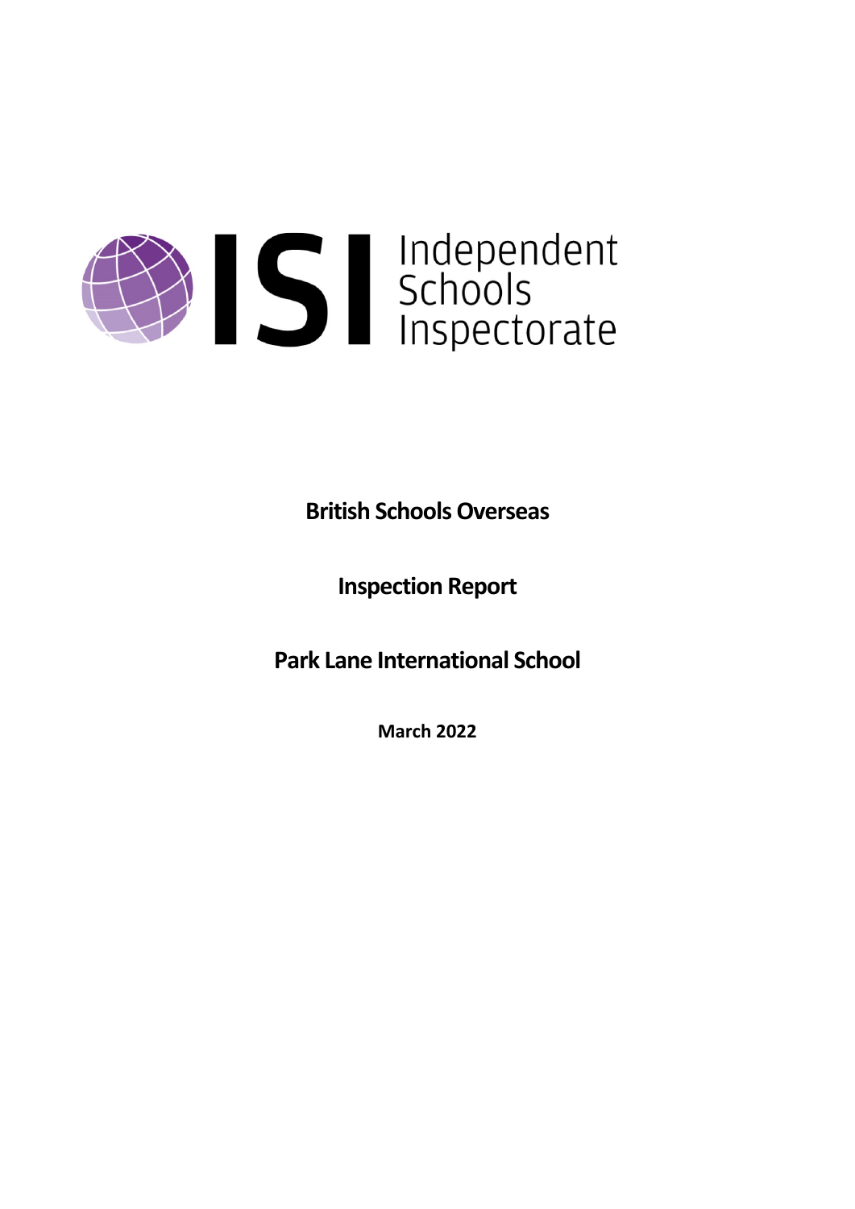ISI Independent Schools Inspectorate

**British Schools Overseas**

**Inspection Report**

**Park Lane International School**

**March 2022**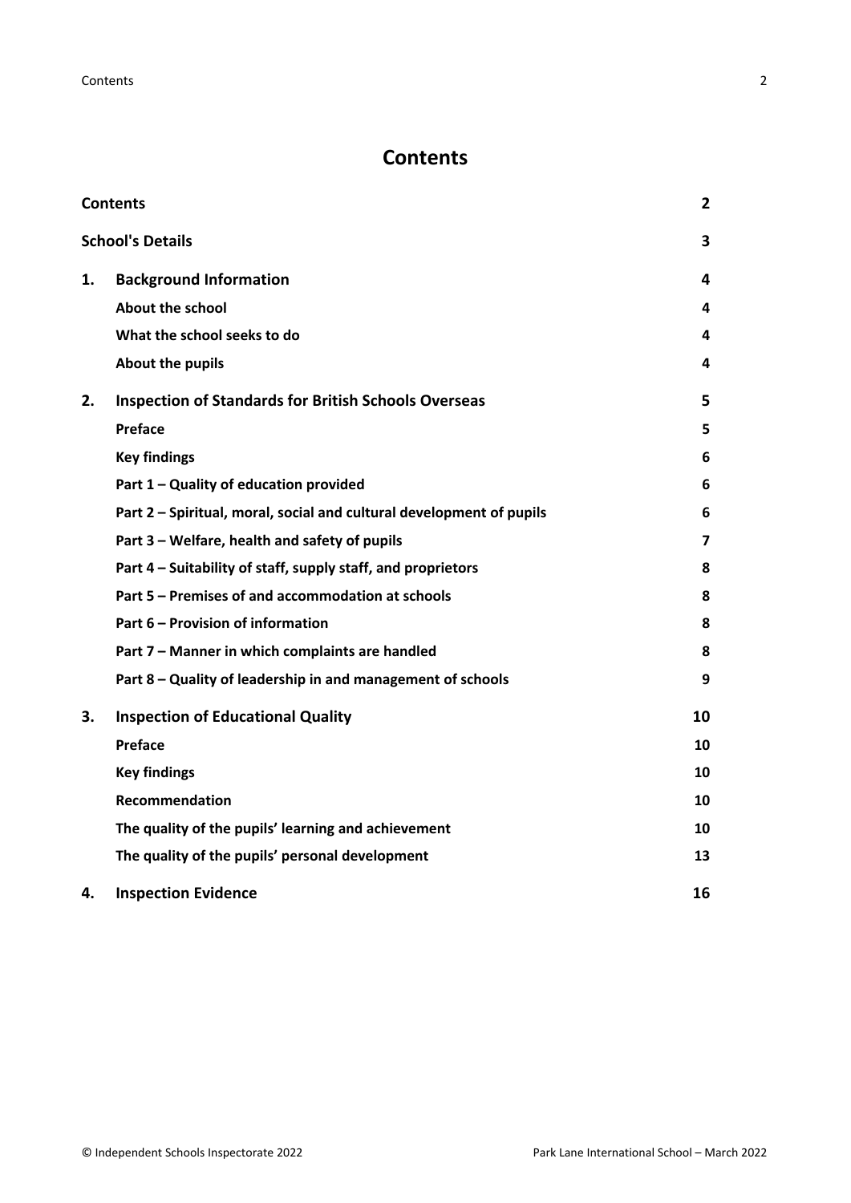# Contents

| | | |
|---|---|---|
| **Contents** | | **2** |
| **School's Details** | | **3** |
| **1.** | **Background Information** | **4** |
| | **About the school** | **4** |
| | **What the school seeks to do** | **4** |
| | **About the pupils** | **4** |
| **2.** | **Inspection of Standards for British Schools Overseas** | **5** |
| | **Preface** | **5** |
| | **Key findings** | **6** |
| | **Part 1 – Quality of education provided** | **6** |
| | **Part 2 – Spiritual, moral, social and cultural development of pupils** | **6** |
| | **Part 3 – Welfare, health and safety of pupils** | **7** |
| | **Part 4 – Suitability of staff, supply staff, and proprietors** | **8** |
| | **Part 5 – Premises of and accommodation at schools** | **8** |
| | **Part 6 – Provision of information** | **8** |
| | **Part 7 – Manner in which complaints are handled** | **8** |
| | **Part 8 – Quality of leadership in and management of schools** | **9** |
| **3.** | **Inspection of Educational Quality** | **10** |
| | **Preface** | **10** |
| | **Key findings** | **10** |
| | **Recommendation** | **10** |
| | **The quality of the pupils' learning and achievement** | **10** |
| | **The quality of the pupils' personal development** | **13** |
| **4.** | **Inspection Evidence** | **16** |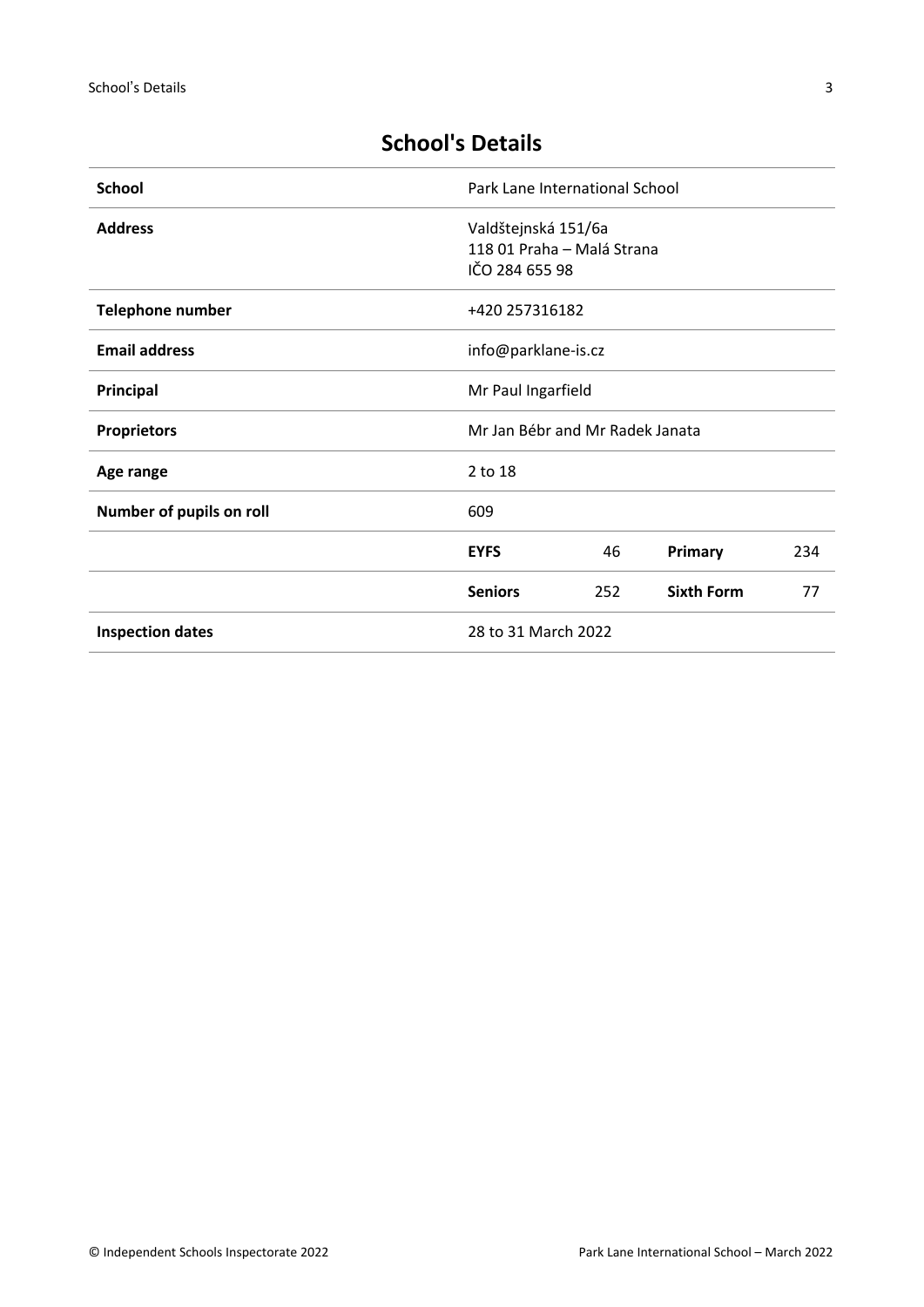## School's Details

| School | Park Lane International School | | | |
|---|---|---|---|---|
| **Address** | Valdštejnská 151/6a<br>118 01 Praha – Malá Strana<br>IČO 284 655 98 | | | |
| **Telephone number** | +420 257316182 | | | |
| **Email address** | info@parklane-is.cz | | | |
| **Principal** | Mr Paul Ingarfield | | | |
| **Proprietors** | Mr Jan Bébr and Mr Radek Janata | | | |
| **Age range** | 2 to 18 | | | |
| **Number of pupils on roll** | 609 | | | |
| | **EYFS** | 46 | **Primary** | 234 |
| | **Seniors** | 252 | **Sixth Form** | 77 |
| **Inspection dates** | 28 to 31 March 2022 | | | |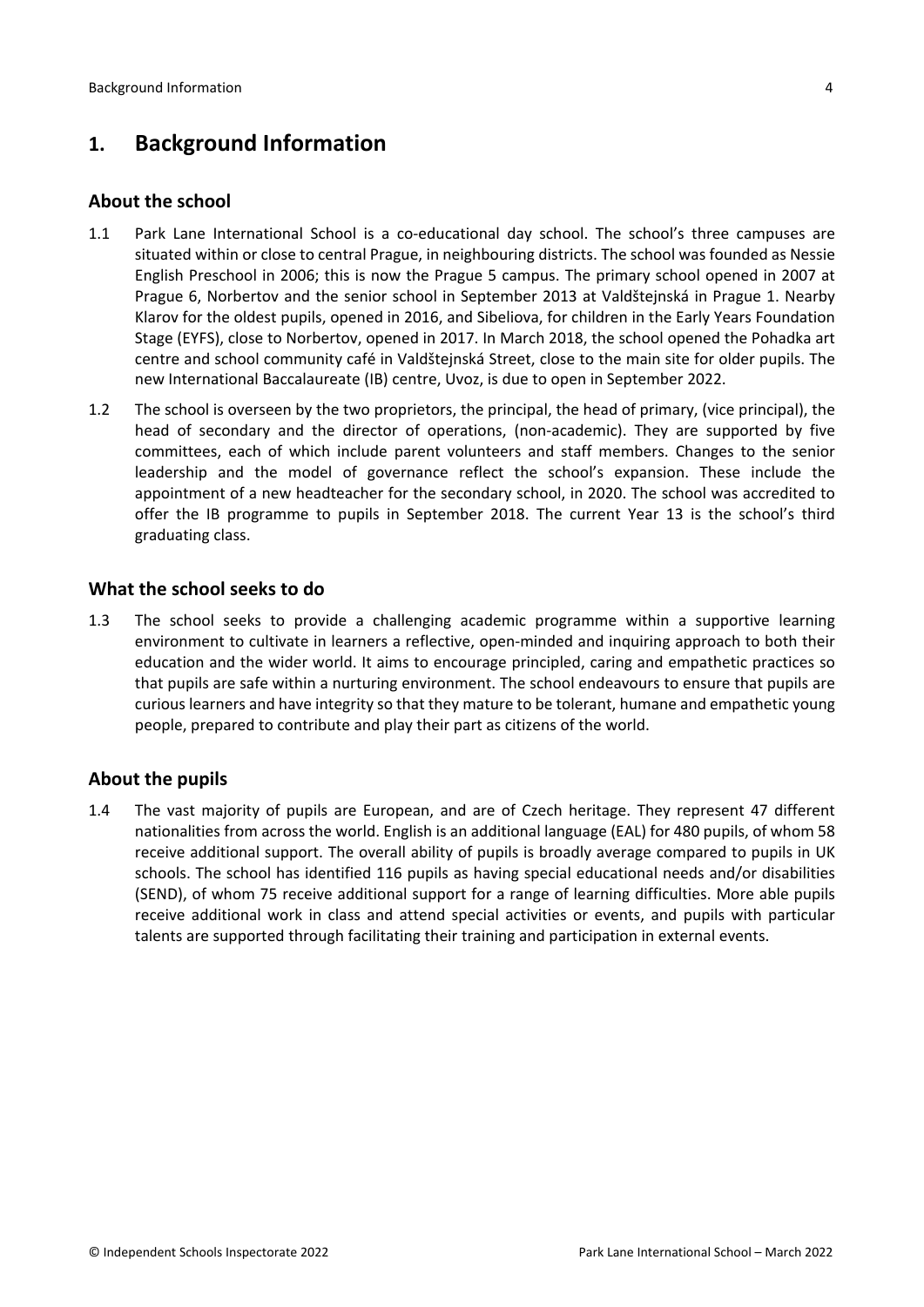## 1. Background Information

### About the school

1.1 Park Lane International School is a co-educational day school. The school's three campuses are situated within or close to central Prague, in neighbouring districts. The school was founded as Nessie English Preschool in 2006; this is now the Prague 5 campus. The primary school opened in 2007 at Prague 6, Norbertov and the senior school in September 2013 at Valdštejnská in Prague 1. Nearby Klarov for the oldest pupils, opened in 2016, and Sibeliova, for children in the Early Years Foundation Stage (EYFS), close to Norbertov, opened in 2017. In March 2018, the school opened the Pohadka art centre and school community café in Valdštejnská Street, close to the main site for older pupils. The new International Baccalaureate (IB) centre, Uvoz, is due to open in September 2022.

1.2 The school is overseen by the two proprietors, the principal, the head of primary, (vice principal), the head of secondary and the director of operations, (non-academic). They are supported by five committees, each of which include parent volunteers and staff members. Changes to the senior leadership and the model of governance reflect the school's expansion. These include the appointment of a new headteacher for the secondary school, in 2020. The school was accredited to offer the IB programme to pupils in September 2018. The current Year 13 is the school's third graduating class.

### What the school seeks to do

1.3 The school seeks to provide a challenging academic programme within a supportive learning environment to cultivate in learners a reflective, open-minded and inquiring approach to both their education and the wider world. It aims to encourage principled, caring and empathetic practices so that pupils are safe within a nurturing environment. The school endeavours to ensure that pupils are curious learners and have integrity so that they mature to be tolerant, humane and empathetic young people, prepared to contribute and play their part as citizens of the world.

### About the pupils

1.4 The vast majority of pupils are European, and are of Czech heritage. They represent 47 different nationalities from across the world. English is an additional language (EAL) for 480 pupils, of whom 58 receive additional support. The overall ability of pupils is broadly average compared to pupils in UK schools. The school has identified 116 pupils as having special educational needs and/or disabilities (SEND), of whom 75 receive additional support for a range of learning difficulties. More able pupils receive additional work in class and attend special activities or events, and pupils with particular talents are supported through facilitating their training and participation in external events.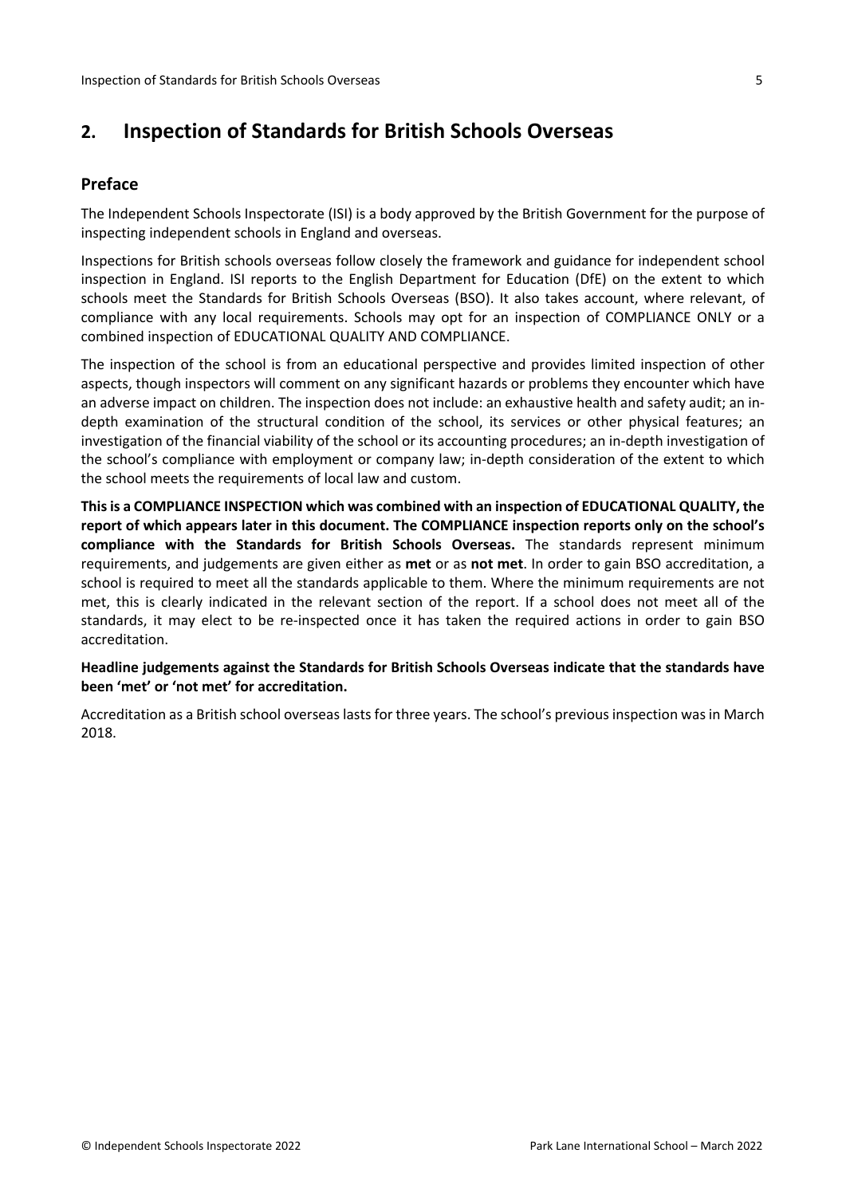## 2. Inspection of Standards for British Schools Overseas

### Preface

The Independent Schools Inspectorate (ISI) is a body approved by the British Government for the purpose of inspecting independent schools in England and overseas.

Inspections for British schools overseas follow closely the framework and guidance for independent school inspection in England. ISI reports to the English Department for Education (DfE) on the extent to which schools meet the Standards for British Schools Overseas (BSO). It also takes account, where relevant, of compliance with any local requirements. Schools may opt for an inspection of COMPLIANCE ONLY or a combined inspection of EDUCATIONAL QUALITY AND COMPLIANCE.

The inspection of the school is from an educational perspective and provides limited inspection of other aspects, though inspectors will comment on any significant hazards or problems they encounter which have an adverse impact on children. The inspection does not include: an exhaustive health and safety audit; an in-depth examination of the structural condition of the school, its services or other physical features; an investigation of the financial viability of the school or its accounting procedures; an in-depth investigation of the school's compliance with employment or company law; in-depth consideration of the extent to which the school meets the requirements of local law and custom.

**This is a COMPLIANCE INSPECTION which was combined with an inspection of EDUCATIONAL QUALITY, the report of which appears later in this document. The COMPLIANCE inspection reports only on the school's compliance with the Standards for British Schools Overseas.** The standards represent minimum requirements, and judgements are given either as **met** or as **not met**. In order to gain BSO accreditation, a school is required to meet all the standards applicable to them. Where the minimum requirements are not met, this is clearly indicated in the relevant section of the report. If a school does not meet all of the standards, it may elect to be re-inspected once it has taken the required actions in order to gain BSO accreditation.

**Headline judgements against the Standards for British Schools Overseas indicate that the standards have been 'met' or 'not met' for accreditation.**

Accreditation as a British school overseas lasts for three years. The school's previous inspection was in March 2018.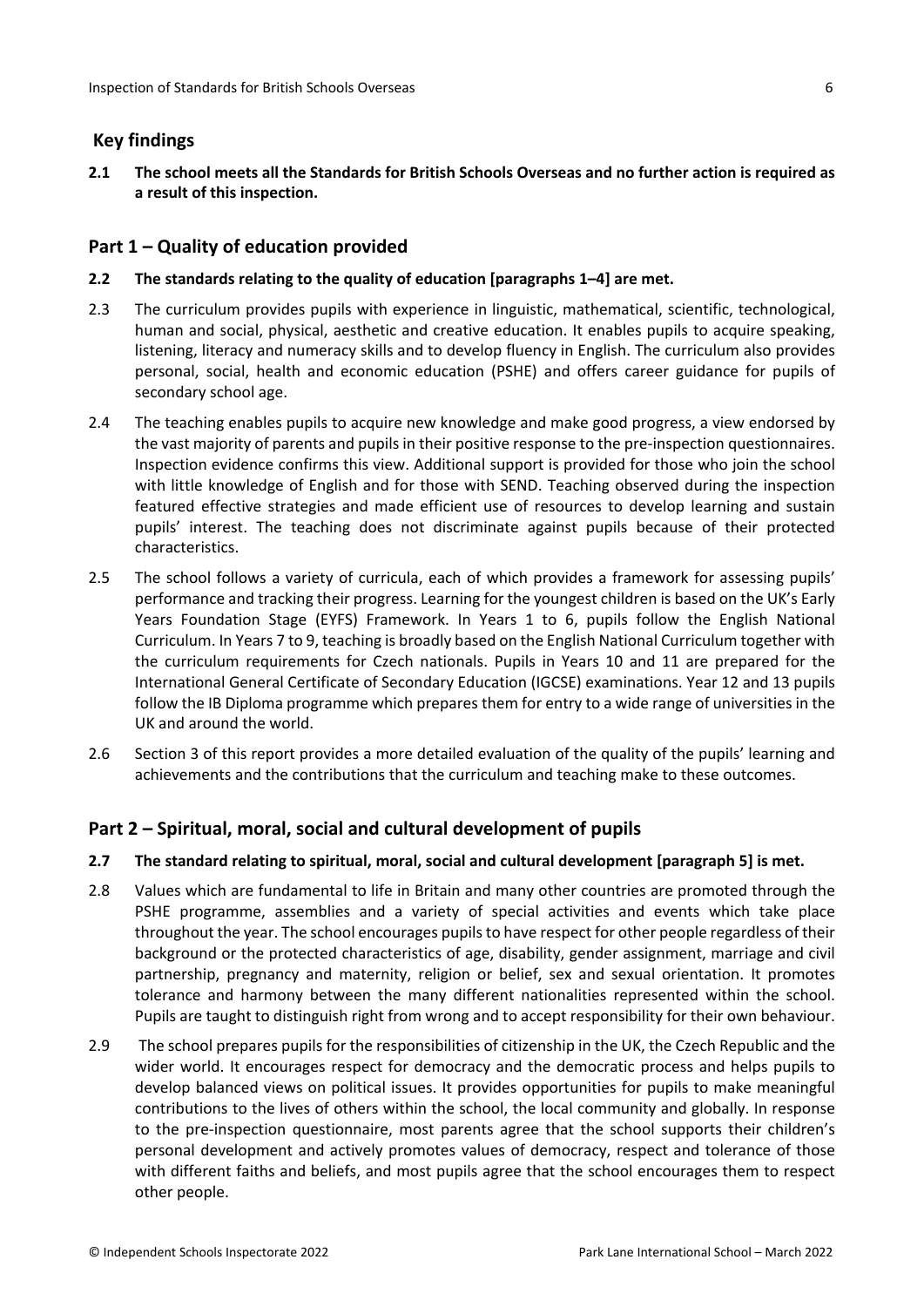## Key findings

**2.1 The school meets all the Standards for British Schools Overseas and no further action is required as a result of this inspection.**

## Part 1 – Quality of education provided

**2.2 The standards relating to the quality of education [paragraphs 1–4] are met.**

2.3 The curriculum provides pupils with experience in linguistic, mathematical, scientific, technological, human and social, physical, aesthetic and creative education. It enables pupils to acquire speaking, listening, literacy and numeracy skills and to develop fluency in English. The curriculum also provides personal, social, health and economic education (PSHE) and offers career guidance for pupils of secondary school age.

2.4 The teaching enables pupils to acquire new knowledge and make good progress, a view endorsed by the vast majority of parents and pupils in their positive response to the pre-inspection questionnaires. Inspection evidence confirms this view. Additional support is provided for those who join the school with little knowledge of English and for those with SEND. Teaching observed during the inspection featured effective strategies and made efficient use of resources to develop learning and sustain pupils' interest. The teaching does not discriminate against pupils because of their protected characteristics.

2.5 The school follows a variety of curricula, each of which provides a framework for assessing pupils' performance and tracking their progress. Learning for the youngest children is based on the UK's Early Years Foundation Stage (EYFS) Framework. In Years 1 to 6, pupils follow the English National Curriculum. In Years 7 to 9, teaching is broadly based on the English National Curriculum together with the curriculum requirements for Czech nationals. Pupils in Years 10 and 11 are prepared for the International General Certificate of Secondary Education (IGCSE) examinations. Year 12 and 13 pupils follow the IB Diploma programme which prepares them for entry to a wide range of universities in the UK and around the world.

2.6 Section 3 of this report provides a more detailed evaluation of the quality of the pupils' learning and achievements and the contributions that the curriculum and teaching make to these outcomes.

## Part 2 – Spiritual, moral, social and cultural development of pupils

**2.7 The standard relating to spiritual, moral, social and cultural development [paragraph 5] is met.**

2.8 Values which are fundamental to life in Britain and many other countries are promoted through the PSHE programme, assemblies and a variety of special activities and events which take place throughout the year. The school encourages pupils to have respect for other people regardless of their background or the protected characteristics of age, disability, gender assignment, marriage and civil partnership, pregnancy and maternity, religion or belief, sex and sexual orientation. It promotes tolerance and harmony between the many different nationalities represented within the school. Pupils are taught to distinguish right from wrong and to accept responsibility for their own behaviour.

2.9 The school prepares pupils for the responsibilities of citizenship in the UK, the Czech Republic and the wider world. It encourages respect for democracy and the democratic process and helps pupils to develop balanced views on political issues. It provides opportunities for pupils to make meaningful contributions to the lives of others within the school, the local community and globally. In response to the pre-inspection questionnaire, most parents agree that the school supports their children's personal development and actively promotes values of democracy, respect and tolerance of those with different faiths and beliefs, and most pupils agree that the school encourages them to respect other people.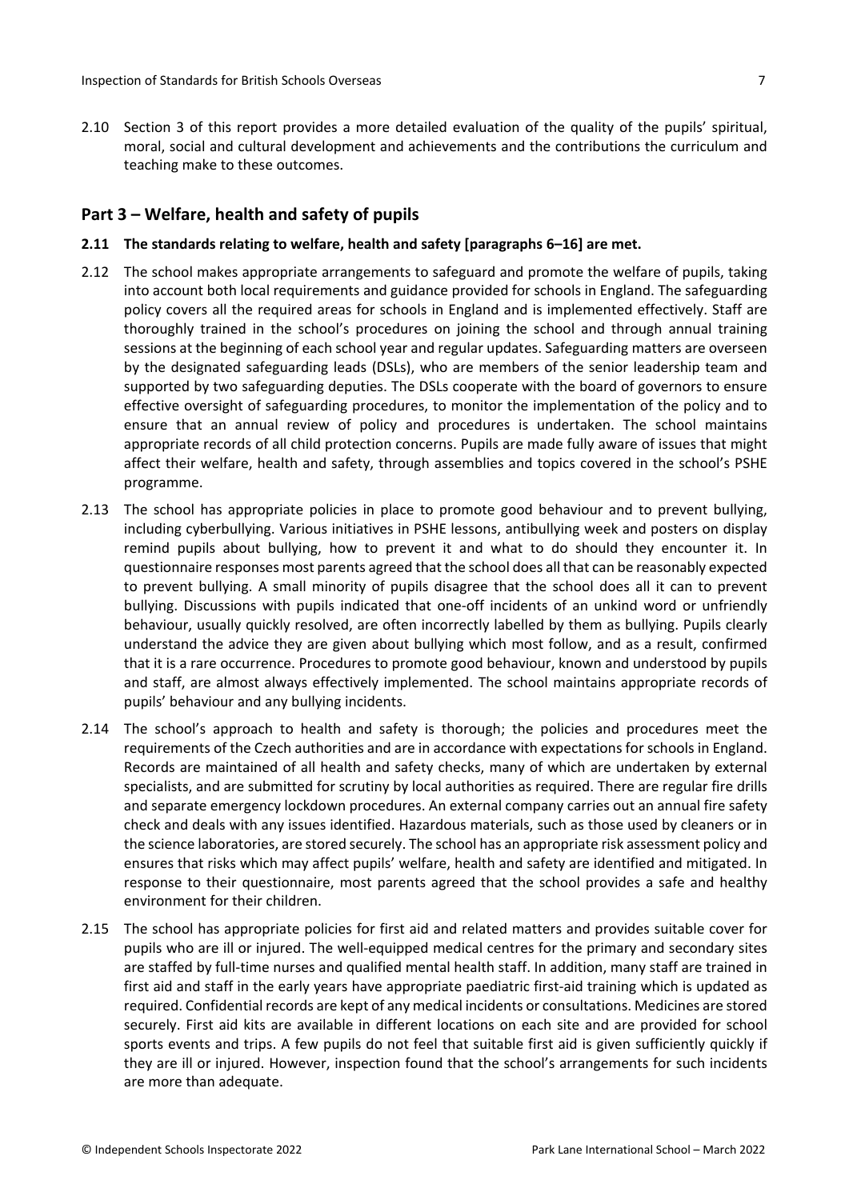2.10 Section 3 of this report provides a more detailed evaluation of the quality of the pupils' spiritual, moral, social and cultural development and achievements and the contributions the curriculum and teaching make to these outcomes.

## Part 3 – Welfare, health and safety of pupils

**2.11 The standards relating to welfare, health and safety [paragraphs 6–16] are met.**

2.12 The school makes appropriate arrangements to safeguard and promote the welfare of pupils, taking into account both local requirements and guidance provided for schools in England. The safeguarding policy covers all the required areas for schools in England and is implemented effectively. Staff are thoroughly trained in the school's procedures on joining the school and through annual training sessions at the beginning of each school year and regular updates. Safeguarding matters are overseen by the designated safeguarding leads (DSLs), who are members of the senior leadership team and supported by two safeguarding deputies. The DSLs cooperate with the board of governors to ensure effective oversight of safeguarding procedures, to monitor the implementation of the policy and to ensure that an annual review of policy and procedures is undertaken. The school maintains appropriate records of all child protection concerns. Pupils are made fully aware of issues that might affect their welfare, health and safety, through assemblies and topics covered in the school's PSHE programme.

2.13 The school has appropriate policies in place to promote good behaviour and to prevent bullying, including cyberbullying. Various initiatives in PSHE lessons, antibullying week and posters on display remind pupils about bullying, how to prevent it and what to do should they encounter it. In questionnaire responses most parents agreed that the school does all that can be reasonably expected to prevent bullying. A small minority of pupils disagree that the school does all it can to prevent bullying. Discussions with pupils indicated that one-off incidents of an unkind word or unfriendly behaviour, usually quickly resolved, are often incorrectly labelled by them as bullying. Pupils clearly understand the advice they are given about bullying which most follow, and as a result, confirmed that it is a rare occurrence. Procedures to promote good behaviour, known and understood by pupils and staff, are almost always effectively implemented. The school maintains appropriate records of pupils' behaviour and any bullying incidents.

2.14 The school's approach to health and safety is thorough; the policies and procedures meet the requirements of the Czech authorities and are in accordance with expectations for schools in England. Records are maintained of all health and safety checks, many of which are undertaken by external specialists, and are submitted for scrutiny by local authorities as required. There are regular fire drills and separate emergency lockdown procedures. An external company carries out an annual fire safety check and deals with any issues identified. Hazardous materials, such as those used by cleaners or in the science laboratories, are stored securely. The school has an appropriate risk assessment policy and ensures that risks which may affect pupils' welfare, health and safety are identified and mitigated. In response to their questionnaire, most parents agreed that the school provides a safe and healthy environment for their children.

2.15 The school has appropriate policies for first aid and related matters and provides suitable cover for pupils who are ill or injured. The well-equipped medical centres for the primary and secondary sites are staffed by full-time nurses and qualified mental health staff. In addition, many staff are trained in first aid and staff in the early years have appropriate paediatric first-aid training which is updated as required. Confidential records are kept of any medical incidents or consultations. Medicines are stored securely. First aid kits are available in different locations on each site and are provided for school sports events and trips. A few pupils do not feel that suitable first aid is given sufficiently quickly if they are ill or injured. However, inspection found that the school's arrangements for such incidents are more than adequate.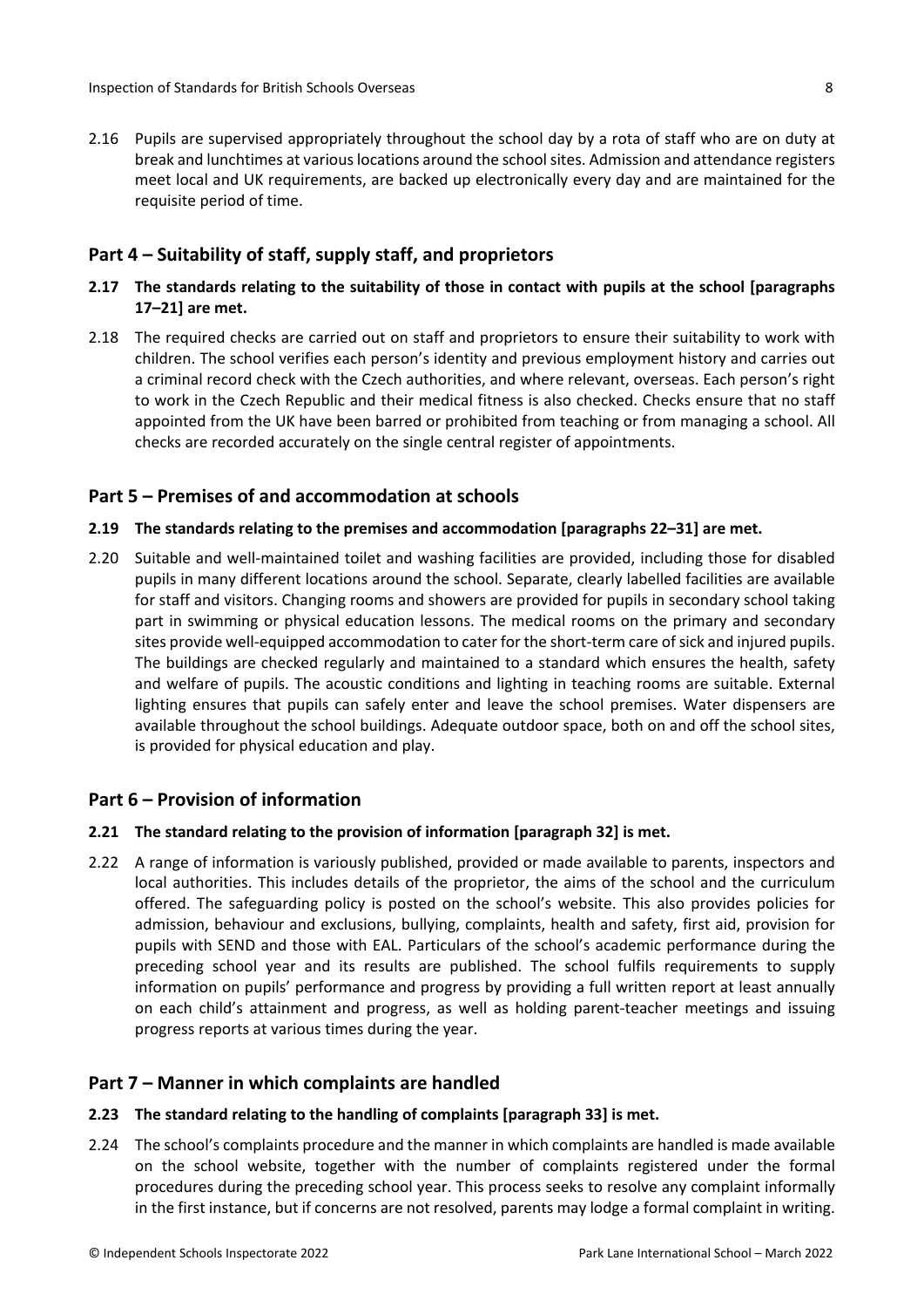2.16 Pupils are supervised appropriately throughout the school day by a rota of staff who are on duty at break and lunchtimes at various locations around the school sites. Admission and attendance registers meet local and UK requirements, are backed up electronically every day and are maintained for the requisite period of time.

## Part 4 – Suitability of staff, supply staff, and proprietors

**2.17 The standards relating to the suitability of those in contact with pupils at the school [paragraphs 17–21] are met.**

2.18 The required checks are carried out on staff and proprietors to ensure their suitability to work with children. The school verifies each person's identity and previous employment history and carries out a criminal record check with the Czech authorities, and where relevant, overseas. Each person's right to work in the Czech Republic and their medical fitness is also checked. Checks ensure that no staff appointed from the UK have been barred or prohibited from teaching or from managing a school. All checks are recorded accurately on the single central register of appointments.

## Part 5 – Premises of and accommodation at schools

**2.19 The standards relating to the premises and accommodation [paragraphs 22–31] are met.**

2.20 Suitable and well-maintained toilet and washing facilities are provided, including those for disabled pupils in many different locations around the school. Separate, clearly labelled facilities are available for staff and visitors. Changing rooms and showers are provided for pupils in secondary school taking part in swimming or physical education lessons. The medical rooms on the primary and secondary sites provide well-equipped accommodation to cater for the short-term care of sick and injured pupils. The buildings are checked regularly and maintained to a standard which ensures the health, safety and welfare of pupils. The acoustic conditions and lighting in teaching rooms are suitable. External lighting ensures that pupils can safely enter and leave the school premises. Water dispensers are available throughout the school buildings. Adequate outdoor space, both on and off the school sites, is provided for physical education and play.

## Part 6 – Provision of information

**2.21 The standard relating to the provision of information [paragraph 32] is met.**

2.22 A range of information is variously published, provided or made available to parents, inspectors and local authorities. This includes details of the proprietor, the aims of the school and the curriculum offered. The safeguarding policy is posted on the school's website. This also provides policies for admission, behaviour and exclusions, bullying, complaints, health and safety, first aid, provision for pupils with SEND and those with EAL. Particulars of the school's academic performance during the preceding school year and its results are published. The school fulfils requirements to supply information on pupils' performance and progress by providing a full written report at least annually on each child's attainment and progress, as well as holding parent-teacher meetings and issuing progress reports at various times during the year.

## Part 7 – Manner in which complaints are handled

**2.23 The standard relating to the handling of complaints [paragraph 33] is met.**

2.24 The school's complaints procedure and the manner in which complaints are handled is made available on the school website, together with the number of complaints registered under the formal procedures during the preceding school year. This process seeks to resolve any complaint informally in the first instance, but if concerns are not resolved, parents may lodge a formal complaint in writing.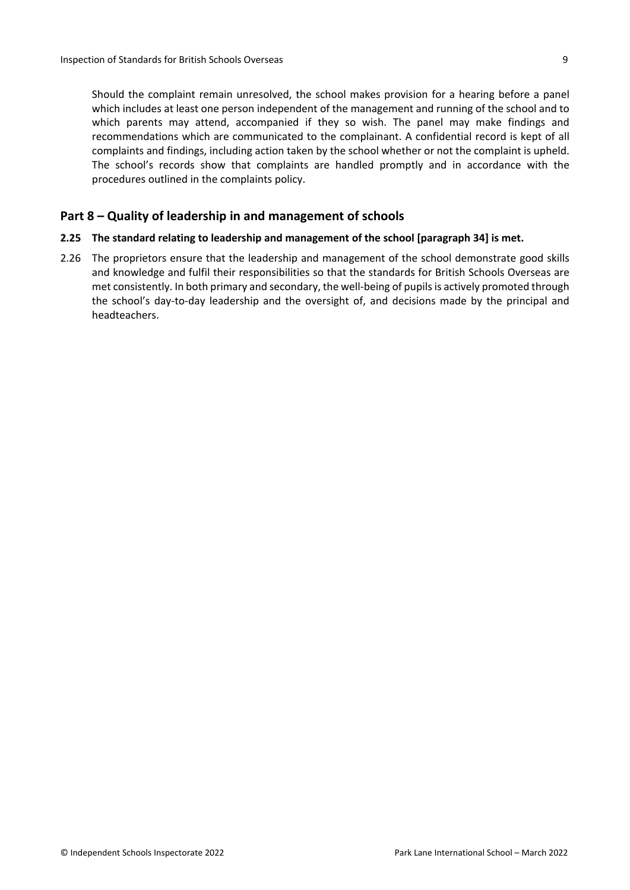Should the complaint remain unresolved, the school makes provision for a hearing before a panel which includes at least one person independent of the management and running of the school and to which parents may attend, accompanied if they so wish. The panel may make findings and recommendations which are communicated to the complainant. A confidential record is kept of all complaints and findings, including action taken by the school whether or not the complaint is upheld. The school's records show that complaints are handled promptly and in accordance with the procedures outlined in the complaints policy.

## Part 8 – Quality of leadership in and management of schools

**2.25 The standard relating to leadership and management of the school [paragraph 34] is met.**

2.26 The proprietors ensure that the leadership and management of the school demonstrate good skills and knowledge and fulfil their responsibilities so that the standards for British Schools Overseas are met consistently. In both primary and secondary, the well-being of pupils is actively promoted through the school's day-to-day leadership and the oversight of, and decisions made by the principal and headteachers.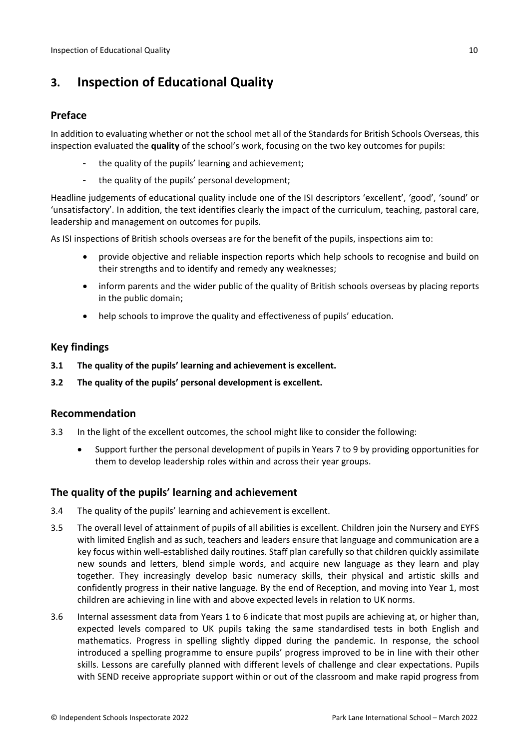## 3. Inspection of Educational Quality

### Preface

In addition to evaluating whether or not the school met all of the Standards for British Schools Overseas, this inspection evaluated the **quality** of the school's work, focusing on the two key outcomes for pupils:

- the quality of the pupils' learning and achievement;
- the quality of the pupils' personal development;

Headline judgements of educational quality include one of the ISI descriptors 'excellent', 'good', 'sound' or 'unsatisfactory'. In addition, the text identifies clearly the impact of the curriculum, teaching, pastoral care, leadership and management on outcomes for pupils.

As ISI inspections of British schools overseas are for the benefit of the pupils, inspections aim to:

- provide objective and reliable inspection reports which help schools to recognise and build on their strengths and to identify and remedy any weaknesses;
- inform parents and the wider public of the quality of British schools overseas by placing reports in the public domain;
- help schools to improve the quality and effectiveness of pupils' education.

### Key findings

**3.1 The quality of the pupils' learning and achievement is excellent.**

**3.2 The quality of the pupils' personal development is excellent.**

### Recommendation

3.3 In the light of the excellent outcomes, the school might like to consider the following:

- Support further the personal development of pupils in Years 7 to 9 by providing opportunities for them to develop leadership roles within and across their year groups.

### The quality of the pupils' learning and achievement

3.4 The quality of the pupils' learning and achievement is excellent.

3.5 The overall level of attainment of pupils of all abilities is excellent. Children join the Nursery and EYFS with limited English and as such, teachers and leaders ensure that language and communication are a key focus within well-established daily routines. Staff plan carefully so that children quickly assimilate new sounds and letters, blend simple words, and acquire new language as they learn and play together. They increasingly develop basic numeracy skills, their physical and artistic skills and confidently progress in their native language. By the end of Reception, and moving into Year 1, most children are achieving in line with and above expected levels in relation to UK norms.

3.6 Internal assessment data from Years 1 to 6 indicate that most pupils are achieving at, or higher than, expected levels compared to UK pupils taking the same standardised tests in both English and mathematics. Progress in spelling slightly dipped during the pandemic. In response, the school introduced a spelling programme to ensure pupils' progress improved to be in line with their other skills. Lessons are carefully planned with different levels of challenge and clear expectations. Pupils with SEND receive appropriate support within or out of the classroom and make rapid progress from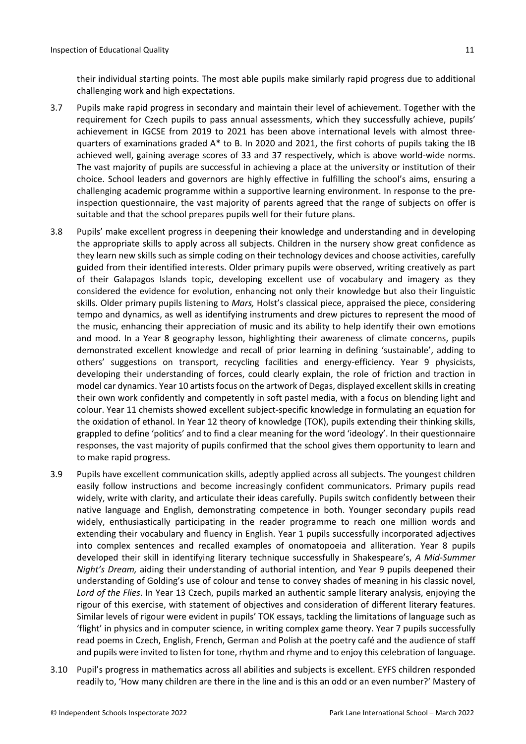their individual starting points. The most able pupils make similarly rapid progress due to additional challenging work and high expectations.

3.7 Pupils make rapid progress in secondary and maintain their level of achievement. Together with the requirement for Czech pupils to pass annual assessments, which they successfully achieve, pupils' achievement in IGCSE from 2019 to 2021 has been above international levels with almost three-quarters of examinations graded A* to B. In 2020 and 2021, the first cohorts of pupils taking the IB achieved well, gaining average scores of 33 and 37 respectively, which is above world-wide norms. The vast majority of pupils are successful in achieving a place at the university or institution of their choice. School leaders and governors are highly effective in fulfilling the school's aims, ensuring a challenging academic programme within a supportive learning environment. In response to the pre-inspection questionnaire, the vast majority of parents agreed that the range of subjects on offer is suitable and that the school prepares pupils well for their future plans.

3.8 Pupils' make excellent progress in deepening their knowledge and understanding and in developing the appropriate skills to apply across all subjects. Children in the nursery show great confidence as they learn new skills such as simple coding on their technology devices and choose activities, carefully guided from their identified interests. Older primary pupils were observed, writing creatively as part of their Galapagos Islands topic, developing excellent use of vocabulary and imagery as they considered the evidence for evolution, enhancing not only their knowledge but also their linguistic skills. Older primary pupils listening to *Mars,* Holst's classical piece, appraised the piece, considering tempo and dynamics, as well as identifying instruments and drew pictures to represent the mood of the music, enhancing their appreciation of music and its ability to help identify their own emotions and mood. In a Year 8 geography lesson, highlighting their awareness of climate concerns, pupils demonstrated excellent knowledge and recall of prior learning in defining 'sustainable', adding to others' suggestions on transport, recycling facilities and energy-efficiency. Year 9 physicists, developing their understanding of forces, could clearly explain, the role of friction and traction in model car dynamics. Year 10 artists focus on the artwork of Degas, displayed excellent skills in creating their own work confidently and competently in soft pastel media, with a focus on blending light and colour. Year 11 chemists showed excellent subject-specific knowledge in formulating an equation for the oxidation of ethanol. In Year 12 theory of knowledge (TOK), pupils extending their thinking skills, grappled to define 'politics' and to find a clear meaning for the word 'ideology'. In their questionnaire responses, the vast majority of pupils confirmed that the school gives them opportunity to learn and to make rapid progress.

3.9 Pupils have excellent communication skills, adeptly applied across all subjects. The youngest children easily follow instructions and become increasingly confident communicators. Primary pupils read widely, write with clarity, and articulate their ideas carefully. Pupils switch confidently between their native language and English, demonstrating competence in both. Younger secondary pupils read widely, enthusiastically participating in the reader programme to reach one million words and extending their vocabulary and fluency in English. Year 1 pupils successfully incorporated adjectives into complex sentences and recalled examples of onomatopoeia and alliteration. Year 8 pupils developed their skill in identifying literary technique successfully in Shakespeare's, *A Mid-Summer Night's Dream,* aiding their understanding of authorial intention*,* and Year 9 pupils deepened their understanding of Golding's use of colour and tense to convey shades of meaning in his classic novel, *Lord of the Flies*. In Year 13 Czech, pupils marked an authentic sample literary analysis, enjoying the rigour of this exercise, with statement of objectives and consideration of different literary features. Similar levels of rigour were evident in pupils' TOK essays, tackling the limitations of language such as 'flight' in physics and in computer science, in writing complex game theory. Year 7 pupils successfully read poems in Czech, English, French, German and Polish at the poetry café and the audience of staff and pupils were invited to listen for tone, rhythm and rhyme and to enjoy this celebration of language.

3.10 Pupil's progress in mathematics across all abilities and subjects is excellent. EYFS children responded readily to, 'How many children are there in the line and is this an odd or an even number?' Mastery of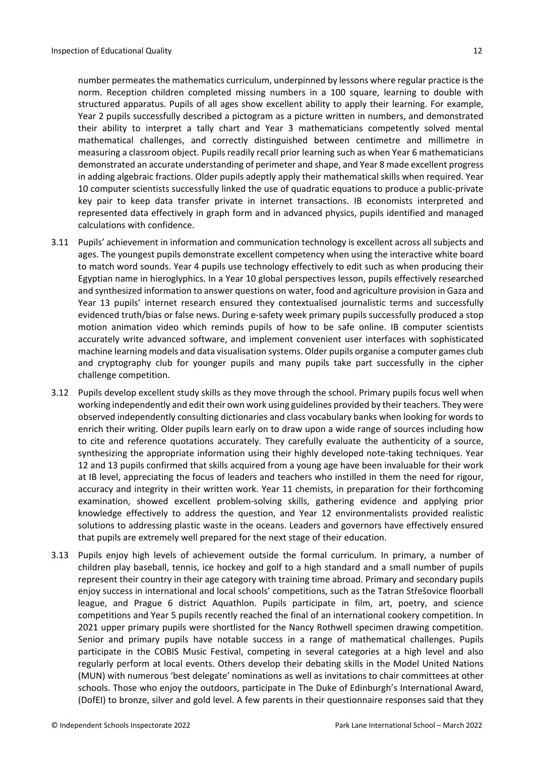number permeates the mathematics curriculum, underpinned by lessons where regular practice is the norm. Reception children completed missing numbers in a 100 square, learning to double with structured apparatus. Pupils of all ages show excellent ability to apply their learning. For example, Year 2 pupils successfully described a pictogram as a picture written in numbers, and demonstrated their ability to interpret a tally chart and Year 3 mathematicians competently solved mental mathematical challenges, and correctly distinguished between centimetre and millimetre in measuring a classroom object. Pupils readily recall prior learning such as when Year 6 mathematicians demonstrated an accurate understanding of perimeter and shape, and Year 8 made excellent progress in adding algebraic fractions. Older pupils adeptly apply their mathematical skills when required. Year 10 computer scientists successfully linked the use of quadratic equations to produce a public-private key pair to keep data transfer private in internet transactions. IB economists interpreted and represented data effectively in graph form and in advanced physics, pupils identified and managed calculations with confidence.

3.11 Pupils' achievement in information and communication technology is excellent across all subjects and ages. The youngest pupils demonstrate excellent competency when using the interactive white board to match word sounds. Year 4 pupils use technology effectively to edit such as when producing their Egyptian name in hieroglyphics. In a Year 10 global perspectives lesson, pupils effectively researched and synthesized information to answer questions on water, food and agriculture provision in Gaza and Year 13 pupils' internet research ensured they contextualised journalistic terms and successfully evidenced truth/bias or false news. During e-safety week primary pupils successfully produced a stop motion animation video which reminds pupils of how to be safe online. IB computer scientists accurately write advanced software, and implement convenient user interfaces with sophisticated machine learning models and data visualisation systems. Older pupils organise a computer games club and cryptography club for younger pupils and many pupils take part successfully in the cipher challenge competition.

3.12 Pupils develop excellent study skills as they move through the school. Primary pupils focus well when working independently and edit their own work using guidelines provided by their teachers. They were observed independently consulting dictionaries and class vocabulary banks when looking for words to enrich their writing. Older pupils learn early on to draw upon a wide range of sources including how to cite and reference quotations accurately. They carefully evaluate the authenticity of a source, synthesizing the appropriate information using their highly developed note-taking techniques. Year 12 and 13 pupils confirmed that skills acquired from a young age have been invaluable for their work at IB level, appreciating the focus of leaders and teachers who instilled in them the need for rigour, accuracy and integrity in their written work. Year 11 chemists, in preparation for their forthcoming examination, showed excellent problem-solving skills, gathering evidence and applying prior knowledge effectively to address the question, and Year 12 environmentalists provided realistic solutions to addressing plastic waste in the oceans. Leaders and governors have effectively ensured that pupils are extremely well prepared for the next stage of their education.

3.13 Pupils enjoy high levels of achievement outside the formal curriculum. In primary, a number of children play baseball, tennis, ice hockey and golf to a high standard and a small number of pupils represent their country in their age category with training time abroad. Primary and secondary pupils enjoy success in international and local schools' competitions, such as the Tatran Střešovice floorball league, and Prague 6 district Aquathlon. Pupils participate in film, art, poetry, and science competitions and Year 5 pupils recently reached the final of an international cookery competition. In 2021 upper primary pupils were shortlisted for the Nancy Rothwell specimen drawing competition. Senior and primary pupils have notable success in a range of mathematical challenges. Pupils participate in the COBIS Music Festival, competing in several categories at a high level and also regularly perform at local events. Others develop their debating skills in the Model United Nations (MUN) with numerous 'best delegate' nominations as well as invitations to chair committees at other schools. Those who enjoy the outdoors, participate in The Duke of Edinburgh's International Award, (DofEI) to bronze, silver and gold level. A few parents in their questionnaire responses said that they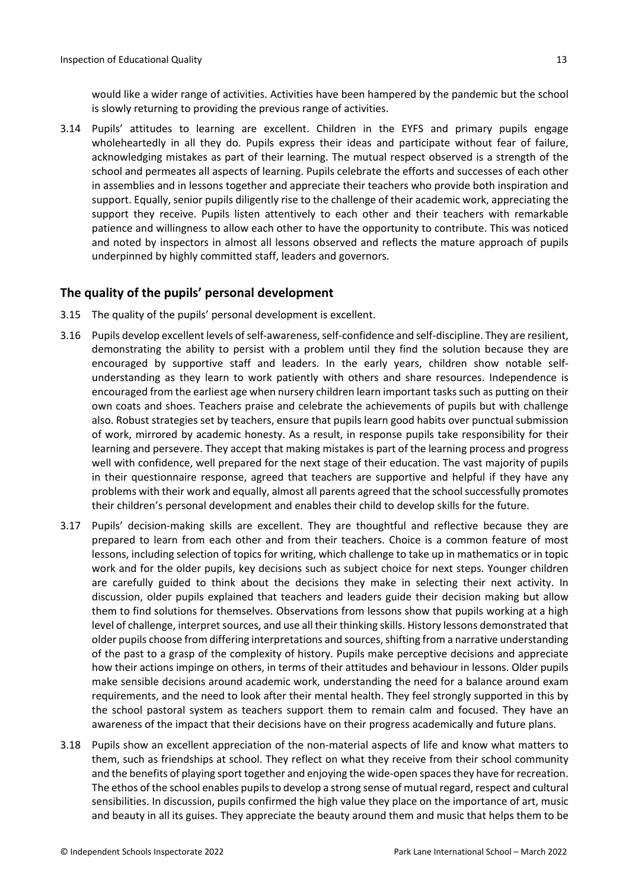would like a wider range of activities. Activities have been hampered by the pandemic but the school is slowly returning to providing the previous range of activities.

3.14 Pupils' attitudes to learning are excellent. Children in the EYFS and primary pupils engage wholeheartedly in all they do. Pupils express their ideas and participate without fear of failure, acknowledging mistakes as part of their learning. The mutual respect observed is a strength of the school and permeates all aspects of learning. Pupils celebrate the efforts and successes of each other in assemblies and in lessons together and appreciate their teachers who provide both inspiration and support. Equally, senior pupils diligently rise to the challenge of their academic work, appreciating the support they receive. Pupils listen attentively to each other and their teachers with remarkable patience and willingness to allow each other to have the opportunity to contribute. This was noticed and noted by inspectors in almost all lessons observed and reflects the mature approach of pupils underpinned by highly committed staff, leaders and governors.

## The quality of the pupils' personal development

3.15 The quality of the pupils' personal development is excellent.

3.16 Pupils develop excellent levels of self-awareness, self-confidence and self-discipline. They are resilient, demonstrating the ability to persist with a problem until they find the solution because they are encouraged by supportive staff and leaders. In the early years, children show notable self-understanding as they learn to work patiently with others and share resources. Independence is encouraged from the earliest age when nursery children learn important tasks such as putting on their own coats and shoes. Teachers praise and celebrate the achievements of pupils but with challenge also. Robust strategies set by teachers, ensure that pupils learn good habits over punctual submission of work, mirrored by academic honesty. As a result, in response pupils take responsibility for their learning and persevere. They accept that making mistakes is part of the learning process and progress well with confidence, well prepared for the next stage of their education. The vast majority of pupils in their questionnaire response, agreed that teachers are supportive and helpful if they have any problems with their work and equally, almost all parents agreed that the school successfully promotes their children's personal development and enables their child to develop skills for the future.

3.17 Pupils' decision-making skills are excellent. They are thoughtful and reflective because they are prepared to learn from each other and from their teachers. Choice is a common feature of most lessons, including selection of topics for writing, which challenge to take up in mathematics or in topic work and for the older pupils, key decisions such as subject choice for next steps. Younger children are carefully guided to think about the decisions they make in selecting their next activity. In discussion, older pupils explained that teachers and leaders guide their decision making but allow them to find solutions for themselves. Observations from lessons show that pupils working at a high level of challenge, interpret sources, and use all their thinking skills. History lessons demonstrated that older pupils choose from differing interpretations and sources, shifting from a narrative understanding of the past to a grasp of the complexity of history. Pupils make perceptive decisions and appreciate how their actions impinge on others, in terms of their attitudes and behaviour in lessons. Older pupils make sensible decisions around academic work, understanding the need for a balance around exam requirements, and the need to look after their mental health. They feel strongly supported in this by the school pastoral system as teachers support them to remain calm and focused. They have an awareness of the impact that their decisions have on their progress academically and future plans.

3.18 Pupils show an excellent appreciation of the non-material aspects of life and know what matters to them, such as friendships at school. They reflect on what they receive from their school community and the benefits of playing sport together and enjoying the wide-open spaces they have for recreation. The ethos of the school enables pupils to develop a strong sense of mutual regard, respect and cultural sensibilities. In discussion, pupils confirmed the high value they place on the importance of art, music and beauty in all its guises. They appreciate the beauty around them and music that helps them to be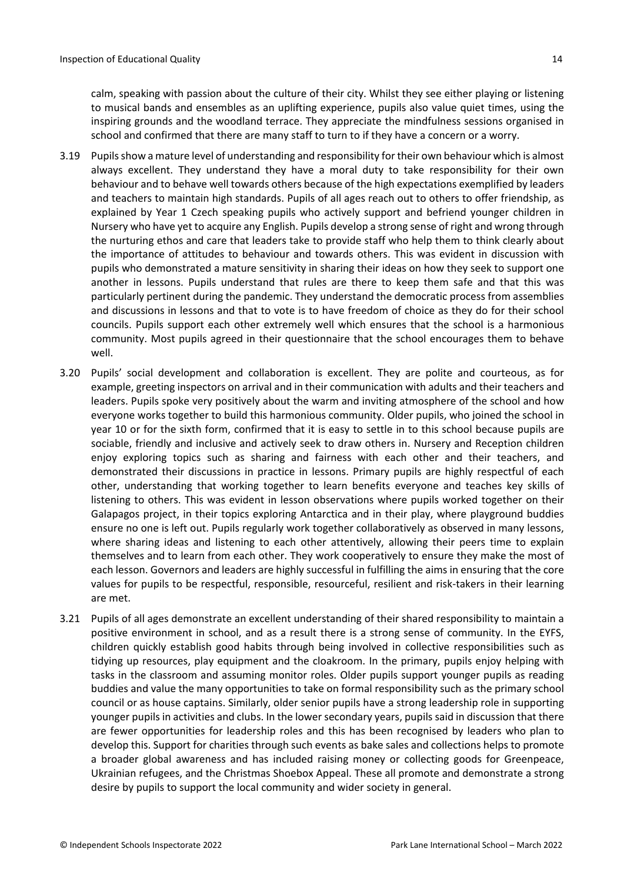calm, speaking with passion about the culture of their city. Whilst they see either playing or listening to musical bands and ensembles as an uplifting experience, pupils also value quiet times, using the inspiring grounds and the woodland terrace. They appreciate the mindfulness sessions organised in school and confirmed that there are many staff to turn to if they have a concern or a worry.

3.19 Pupils show a mature level of understanding and responsibility for their own behaviour which is almost always excellent. They understand they have a moral duty to take responsibility for their own behaviour and to behave well towards others because of the high expectations exemplified by leaders and teachers to maintain high standards. Pupils of all ages reach out to others to offer friendship, as explained by Year 1 Czech speaking pupils who actively support and befriend younger children in Nursery who have yet to acquire any English. Pupils develop a strong sense of right and wrong through the nurturing ethos and care that leaders take to provide staff who help them to think clearly about the importance of attitudes to behaviour and towards others. This was evident in discussion with pupils who demonstrated a mature sensitivity in sharing their ideas on how they seek to support one another in lessons. Pupils understand that rules are there to keep them safe and that this was particularly pertinent during the pandemic. They understand the democratic process from assemblies and discussions in lessons and that to vote is to have freedom of choice as they do for their school councils. Pupils support each other extremely well which ensures that the school is a harmonious community. Most pupils agreed in their questionnaire that the school encourages them to behave well.

3.20 Pupils' social development and collaboration is excellent. They are polite and courteous, as for example, greeting inspectors on arrival and in their communication with adults and their teachers and leaders. Pupils spoke very positively about the warm and inviting atmosphere of the school and how everyone works together to build this harmonious community. Older pupils, who joined the school in year 10 or for the sixth form, confirmed that it is easy to settle in to this school because pupils are sociable, friendly and inclusive and actively seek to draw others in. Nursery and Reception children enjoy exploring topics such as sharing and fairness with each other and their teachers, and demonstrated their discussions in practice in lessons. Primary pupils are highly respectful of each other, understanding that working together to learn benefits everyone and teaches key skills of listening to others. This was evident in lesson observations where pupils worked together on their Galapagos project, in their topics exploring Antarctica and in their play, where playground buddies ensure no one is left out. Pupils regularly work together collaboratively as observed in many lessons, where sharing ideas and listening to each other attentively, allowing their peers time to explain themselves and to learn from each other. They work cooperatively to ensure they make the most of each lesson. Governors and leaders are highly successful in fulfilling the aims in ensuring that the core values for pupils to be respectful, responsible, resourceful, resilient and risk-takers in their learning are met.

3.21 Pupils of all ages demonstrate an excellent understanding of their shared responsibility to maintain a positive environment in school, and as a result there is a strong sense of community. In the EYFS, children quickly establish good habits through being involved in collective responsibilities such as tidying up resources, play equipment and the cloakroom. In the primary, pupils enjoy helping with tasks in the classroom and assuming monitor roles. Older pupils support younger pupils as reading buddies and value the many opportunities to take on formal responsibility such as the primary school council or as house captains. Similarly, older senior pupils have a strong leadership role in supporting younger pupils in activities and clubs. In the lower secondary years, pupils said in discussion that there are fewer opportunities for leadership roles and this has been recognised by leaders who plan to develop this. Support for charities through such events as bake sales and collections helps to promote a broader global awareness and has included raising money or collecting goods for Greenpeace, Ukrainian refugees, and the Christmas Shoebox Appeal. These all promote and demonstrate a strong desire by pupils to support the local community and wider society in general.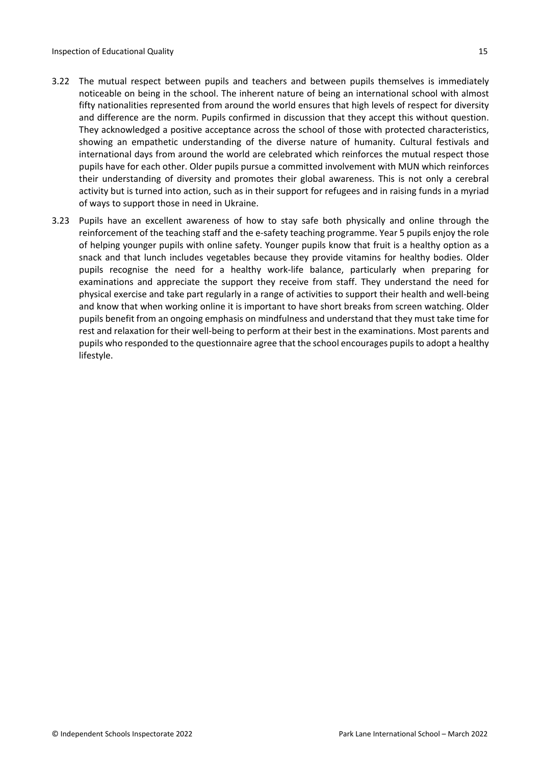3.22 The mutual respect between pupils and teachers and between pupils themselves is immediately noticeable on being in the school. The inherent nature of being an international school with almost fifty nationalities represented from around the world ensures that high levels of respect for diversity and difference are the norm. Pupils confirmed in discussion that they accept this without question. They acknowledged a positive acceptance across the school of those with protected characteristics, showing an empathetic understanding of the diverse nature of humanity. Cultural festivals and international days from around the world are celebrated which reinforces the mutual respect those pupils have for each other. Older pupils pursue a committed involvement with MUN which reinforces their understanding of diversity and promotes their global awareness. This is not only a cerebral activity but is turned into action, such as in their support for refugees and in raising funds in a myriad of ways to support those in need in Ukraine.

3.23 Pupils have an excellent awareness of how to stay safe both physically and online through the reinforcement of the teaching staff and the e-safety teaching programme. Year 5 pupils enjoy the role of helping younger pupils with online safety. Younger pupils know that fruit is a healthy option as a snack and that lunch includes vegetables because they provide vitamins for healthy bodies. Older pupils recognise the need for a healthy work-life balance, particularly when preparing for examinations and appreciate the support they receive from staff. They understand the need for physical exercise and take part regularly in a range of activities to support their health and well-being and know that when working online it is important to have short breaks from screen watching. Older pupils benefit from an ongoing emphasis on mindfulness and understand that they must take time for rest and relaxation for their well-being to perform at their best in the examinations. Most parents and pupils who responded to the questionnaire agree that the school encourages pupils to adopt a healthy lifestyle.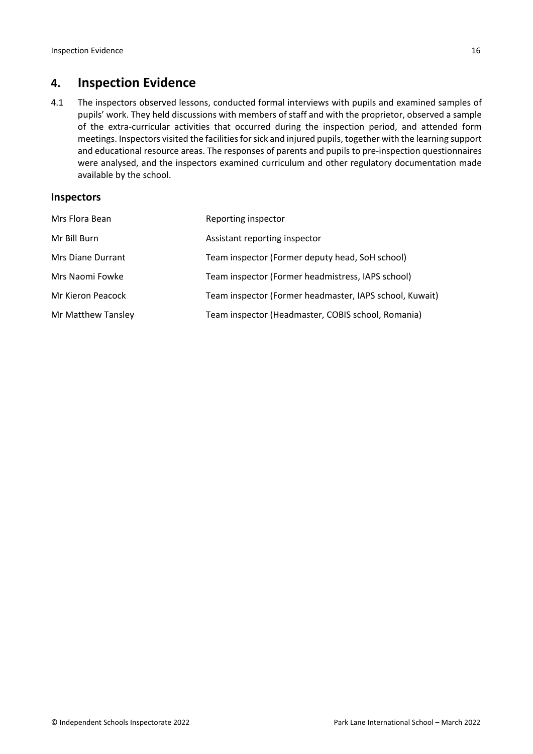## 4. Inspection Evidence

4.1 The inspectors observed lessons, conducted formal interviews with pupils and examined samples of pupils' work. They held discussions with members of staff and with the proprietor, observed a sample of the extra-curricular activities that occurred during the inspection period, and attended form meetings. Inspectors visited the facilities for sick and injured pupils, together with the learning support and educational resource areas. The responses of parents and pupils to pre-inspection questionnaires were analysed, and the inspectors examined curriculum and other regulatory documentation made available by the school.

### Inspectors

| | |
|---|---|
| Mrs Flora Bean | Reporting inspector |
| Mr Bill Burn | Assistant reporting inspector |
| Mrs Diane Durrant | Team inspector (Former deputy head, SoH school) |
| Mrs Naomi Fowke | Team inspector (Former headmistress, IAPS school) |
| Mr Kieron Peacock | Team inspector (Former headmaster, IAPS school, Kuwait) |
| Mr Matthew Tansley | Team inspector (Headmaster, COBIS school, Romania) |